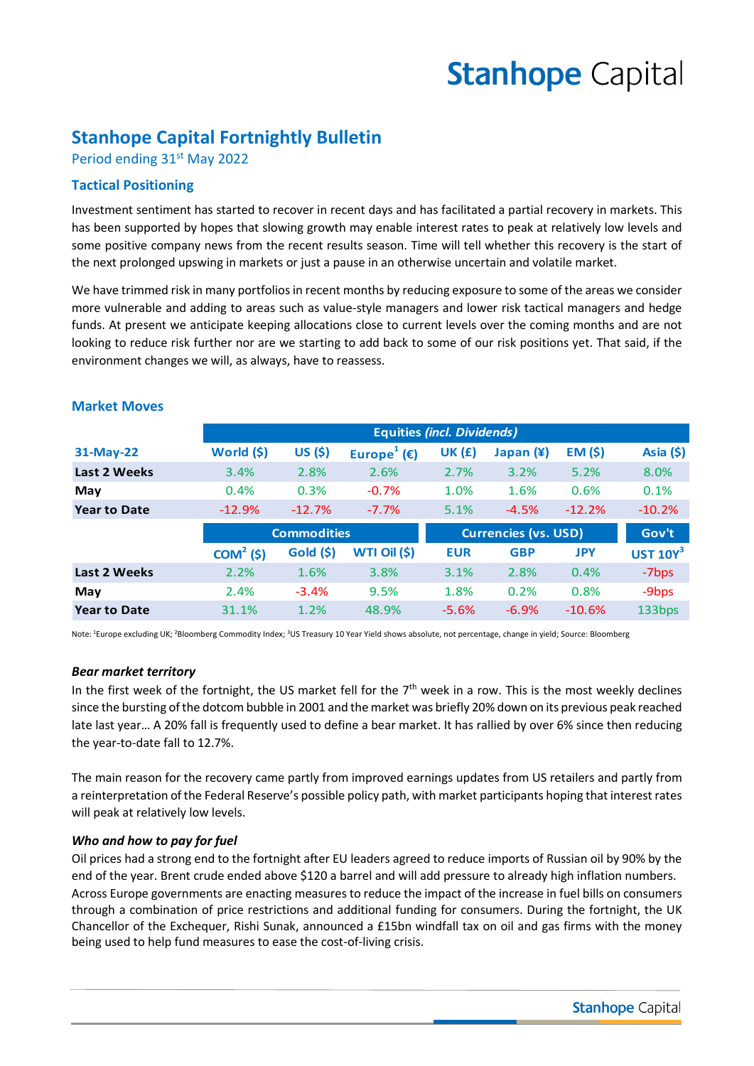# Stanhope Capital Fortnightly Bulletin

Period ending 31st May 2022

## Tactical Positioning

Investment sentiment has started to recover in recent days and has facilitated a partial recovery in markets. This has been supported by hopes that slowing growth may enable interest rates to peak at relatively low levels and some positive company news from the recent results season. Time will tell whether this recovery is the start of the next prolonged upswing in markets or just a pause in an otherwise uncertain and volatile market.

We have trimmed risk in many portfolios in recent months by reducing exposure to some of the areas we consider more vulnerable and adding to areas such as value-style managers and lower risk tactical managers and hedge funds. At present we anticipate keeping allocations close to current levels over the coming months and are not looking to reduce risk further nor are we starting to add back to some of our risk positions yet. That said, if the environment changes we will, as always, have to reassess.

## Market Moves

| | Equities *(incl. Dividends)* | | | | | | |
|---|---|---|---|---|---|---|---|
| **31-May-22** | **World ($)** | **US ($)** | **Europe[1] (€)** | **UK (£)** | **Japan (¥)** | **EM ($)** | **Asia ($)** |
| **Last 2 Weeks** | 3.4% | 2.8% | 2.6% | 2.7% | 3.2% | 5.2% | 8.0% |
| **May** | 0.4% | 0.3% | -0.7% | 1.0% | 1.6% | 0.6% | 0.1% |
| **Year to Date** | -12.9% | -12.7% | -7.7% | 5.1% | -4.5% | -12.2% | -10.2% |

| | Commodities | | | Currencies (vs. USD) | | | Gov't |
|---|---|---|---|---|---|---|---|
| | **COM[2] ($)** | **Gold ($)** | **WTI Oil ($)** | **EUR** | **GBP** | **JPY** | **UST 10Y[3]** |
| **Last 2 Weeks** | 2.2% | 1.6% | 3.8% | 3.1% | 2.8% | 0.4% | -7bps |
| **May** | 2.4% | -3.4% | 9.5% | 1.8% | 0.2% | 0.8% | -9bps |
| **Year to Date** | 31.1% | 1.2% | 48.9% | -5.6% | -6.9% | -10.6% | 133bps |

Note: [1]Europe excluding UK; [2]Bloomberg Commodity Index; [3]US Treasury 10 Year Yield shows absolute, not percentage, change in yield; Source: Bloomberg

### *Bear market territory*

In the first week of the fortnight, the US market fell for the 7th week in a row. This is the most weekly declines since the bursting of the dotcom bubble in 2001 and the market was briefly 20% down on its previous peak reached late last year… A 20% fall is frequently used to define a bear market. It has rallied by over 6% since then reducing the year-to-date fall to 12.7%.

The main reason for the recovery came partly from improved earnings updates from US retailers and partly from a reinterpretation of the Federal Reserve's possible policy path, with market participants hoping that interest rates will peak at relatively low levels.

### *Who and how to pay for fuel*

Oil prices had a strong end to the fortnight after EU leaders agreed to reduce imports of Russian oil by 90% by the end of the year. Brent crude ended above $120 a barrel and will add pressure to already high inflation numbers. Across Europe governments are enacting measures to reduce the impact of the increase in fuel bills on consumers through a combination of price restrictions and additional funding for consumers. During the fortnight, the UK Chancellor of the Exchequer, Rishi Sunak, announced a £15bn windfall tax on oil and gas firms with the money being used to help fund measures to ease the cost-of-living crisis.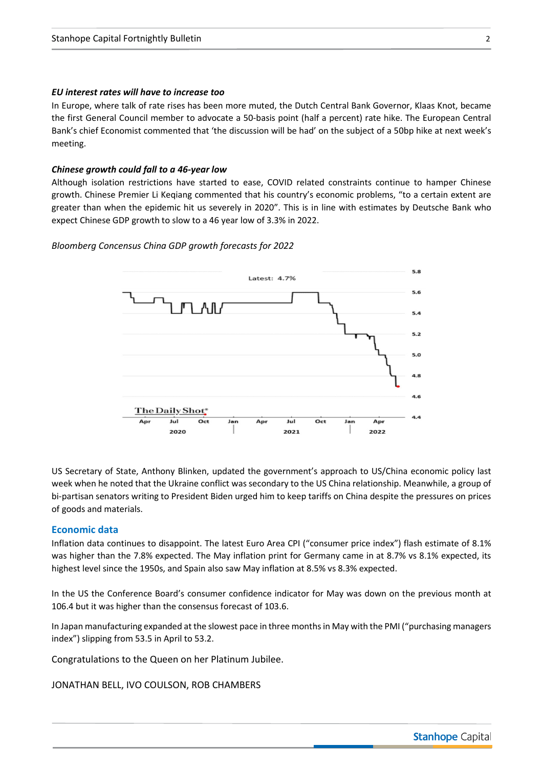### *EU interest rates will have to increase too*

In Europe, where talk of rate rises has been more muted, the Dutch Central Bank Governor, Klaas Knot, became the first General Council member to advocate a 50-basis point (half a percent) rate hike. The European Central Bank's chief Economist commented that 'the discussion will be had' on the subject of a 50bp hike at next week's meeting.

### *Chinese growth could fall to a 46-year low*

Although isolation restrictions have started to ease, COVID related constraints continue to hamper Chinese growth. Chinese Premier Li Keqiang commented that his country's economic problems, "to a certain extent are greater than when the epidemic hit us severely in 2020". This is in line with estimates by Deutsche Bank who expect Chinese GDP growth to slow to a 46 year low of 3.3% in 2022.

*Bloomberg Concensus China GDP growth forecasts for 2022*

US Secretary of State, Anthony Blinken, updated the government's approach to US/China economic policy last week when he noted that the Ukraine conflict was secondary to the US China relationship. Meanwhile, a group of bi-partisan senators writing to President Biden urged him to keep tariffs on China despite the pressures on prices of goods and materials.

## Economic data

Inflation data continues to disappoint. The latest Euro Area CPI ("consumer price index") flash estimate of 8.1% was higher than the 7.8% expected. The May inflation print for Germany came in at 8.7% vs 8.1% expected, its highest level since the 1950s, and Spain also saw May inflation at 8.5% vs 8.3% expected.

In the US the Conference Board's consumer confidence indicator for May was down on the previous month at 106.4 but it was higher than the consensus forecast of 103.6.

In Japan manufacturing expanded at the slowest pace in three months in May with the PMI ("purchasing managers index") slipping from 53.5 in April to 53.2.

Congratulations to the Queen on her Platinum Jubilee.

JONATHAN BELL, IVO COULSON, ROB CHAMBERS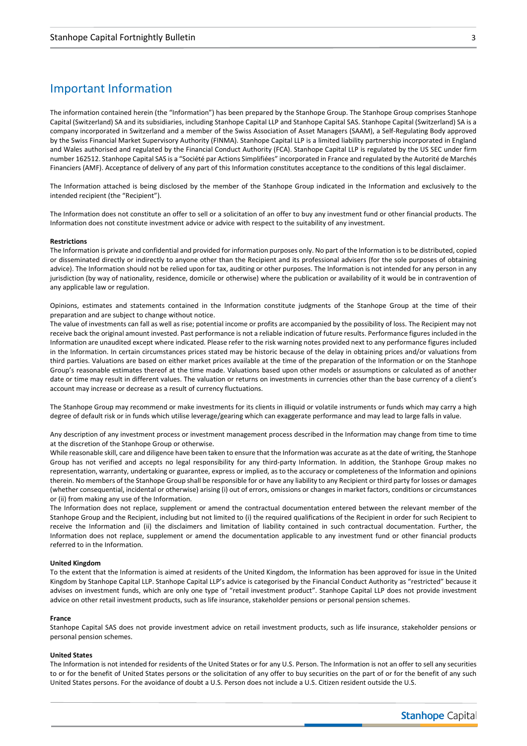# Important Information

The information contained herein (the "Information") has been prepared by the Stanhope Group. The Stanhope Group comprises Stanhope Capital (Switzerland) SA and its subsidiaries, including Stanhope Capital LLP and Stanhope Capital SAS. Stanhope Capital (Switzerland) SA is a company incorporated in Switzerland and a member of the Swiss Association of Asset Managers (SAAM), a Self-Regulating Body approved by the Swiss Financial Market Supervisory Authority (FINMA). Stanhope Capital LLP is a limited liability partnership incorporated in England and Wales authorised and regulated by the Financial Conduct Authority (FCA). Stanhope Capital LLP is regulated by the US SEC under firm number 162512. Stanhope Capital SAS is a "Société par Actions Simplifiées" incorporated in France and regulated by the Autorité de Marchés Financiers (AMF). Acceptance of delivery of any part of this Information constitutes acceptance to the conditions of this legal disclaimer.

The Information attached is being disclosed by the member of the Stanhope Group indicated in the Information and exclusively to the intended recipient (the "Recipient").

The Information does not constitute an offer to sell or a solicitation of an offer to buy any investment fund or other financial products. The Information does not constitute investment advice or advice with respect to the suitability of any investment.

**Restrictions**

The Information is private and confidential and provided for information purposes only. No part of the Information is to be distributed, copied or disseminated directly or indirectly to anyone other than the Recipient and its professional advisers (for the sole purposes of obtaining advice). The Information should not be relied upon for tax, auditing or other purposes. The Information is not intended for any person in any jurisdiction (by way of nationality, residence, domicile or otherwise) where the publication or availability of it would be in contravention of any applicable law or regulation.

Opinions, estimates and statements contained in the Information constitute judgments of the Stanhope Group at the time of their preparation and are subject to change without notice.

The value of investments can fall as well as rise; potential income or profits are accompanied by the possibility of loss. The Recipient may not receive back the original amount invested. Past performance is not a reliable indication of future results. Performance figures included in the Information are unaudited except where indicated. Please refer to the risk warning notes provided next to any performance figures included in the Information. In certain circumstances prices stated may be historic because of the delay in obtaining prices and/or valuations from third parties. Valuations are based on either market prices available at the time of the preparation of the Information or on the Stanhope Group's reasonable estimates thereof at the time made. Valuations based upon other models or assumptions or calculated as of another date or time may result in different values. The valuation or returns on investments in currencies other than the base currency of a client's account may increase or decrease as a result of currency fluctuations.

The Stanhope Group may recommend or make investments for its clients in illiquid or volatile instruments or funds which may carry a high degree of default risk or in funds which utilise leverage/gearing which can exaggerate performance and may lead to large falls in value.

Any description of any investment process or investment management process described in the Information may change from time to time at the discretion of the Stanhope Group or otherwise.

While reasonable skill, care and diligence have been taken to ensure that the Information was accurate as at the date of writing, the Stanhope Group has not verified and accepts no legal responsibility for any third-party Information. In addition, the Stanhope Group makes no representation, warranty, undertaking or guarantee, express or implied, as to the accuracy or completeness of the Information and opinions therein. No members of the Stanhope Group shall be responsible for or have any liability to any Recipient or third party for losses or damages (whether consequential, incidental or otherwise) arising (i) out of errors, omissions or changes in market factors, conditions or circumstances or (ii) from making any use of the Information.

The Information does not replace, supplement or amend the contractual documentation entered between the relevant member of the Stanhope Group and the Recipient, including but not limited to (i) the required qualifications of the Recipient in order for such Recipient to receive the Information and (ii) the disclaimers and limitation of liability contained in such contractual documentation. Further, the Information does not replace, supplement or amend the documentation applicable to any investment fund or other financial products referred to in the Information.

**United Kingdom**

To the extent that the Information is aimed at residents of the United Kingdom, the Information has been approved for issue in the United Kingdom by Stanhope Capital LLP. Stanhope Capital LLP's advice is categorised by the Financial Conduct Authority as "restricted" because it advises on investment funds, which are only one type of "retail investment product". Stanhope Capital LLP does not provide investment advice on other retail investment products, such as life insurance, stakeholder pensions or personal pension schemes.

**France**

Stanhope Capital SAS does not provide investment advice on retail investment products, such as life insurance, stakeholder pensions or personal pension schemes.

**United States**

The Information is not intended for residents of the United States or for any U.S. Person. The Information is not an offer to sell any securities to or for the benefit of United States persons or the solicitation of any offer to buy securities on the part of or for the benefit of any such United States persons. For the avoidance of doubt a U.S. Person does not include a U.S. Citizen resident outside the U.S.